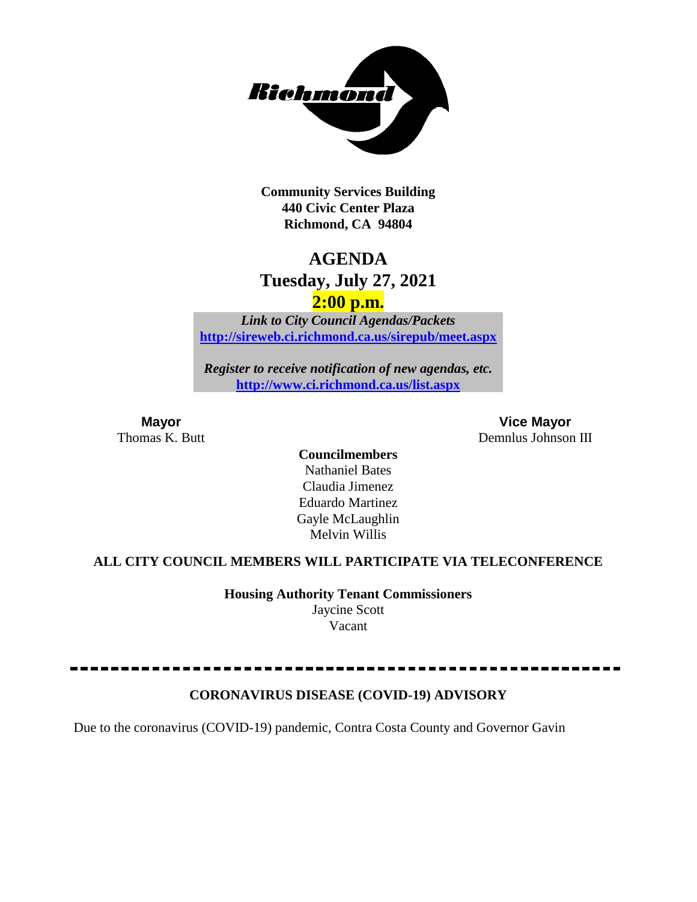**Community Services Building**
**440 Civic Center Plaza**
**Richmond, CA 94804**

# AGENDA
## Tuesday, July 27, 2021
## 2:00 p.m.

*Link to City Council Agendas/Packets*
**http://sireweb.ci.richmond.ca.us/sirepub/meet.aspx**

*Register to receive notification of new agendas, etc.*
**http://www.ci.richmond.ca.us/list.aspx**

**Mayor**
Thomas K. Butt

**Vice Mayor**
Demnlus Johnson III

**Councilmembers**
Nathaniel Bates
Claudia Jimenez
Eduardo Martinez
Gayle McLaughlin
Melvin Willis

**ALL CITY COUNCIL MEMBERS WILL PARTICIPATE VIA TELECONFERENCE**

**Housing Authority Tenant Commissioners**
Jaycine Scott
Vacant

---

**CORONAVIRUS DISEASE (COVID-19) ADVISORY**

Due to the coronavirus (COVID-19) pandemic, Contra Costa County and Governor Gavin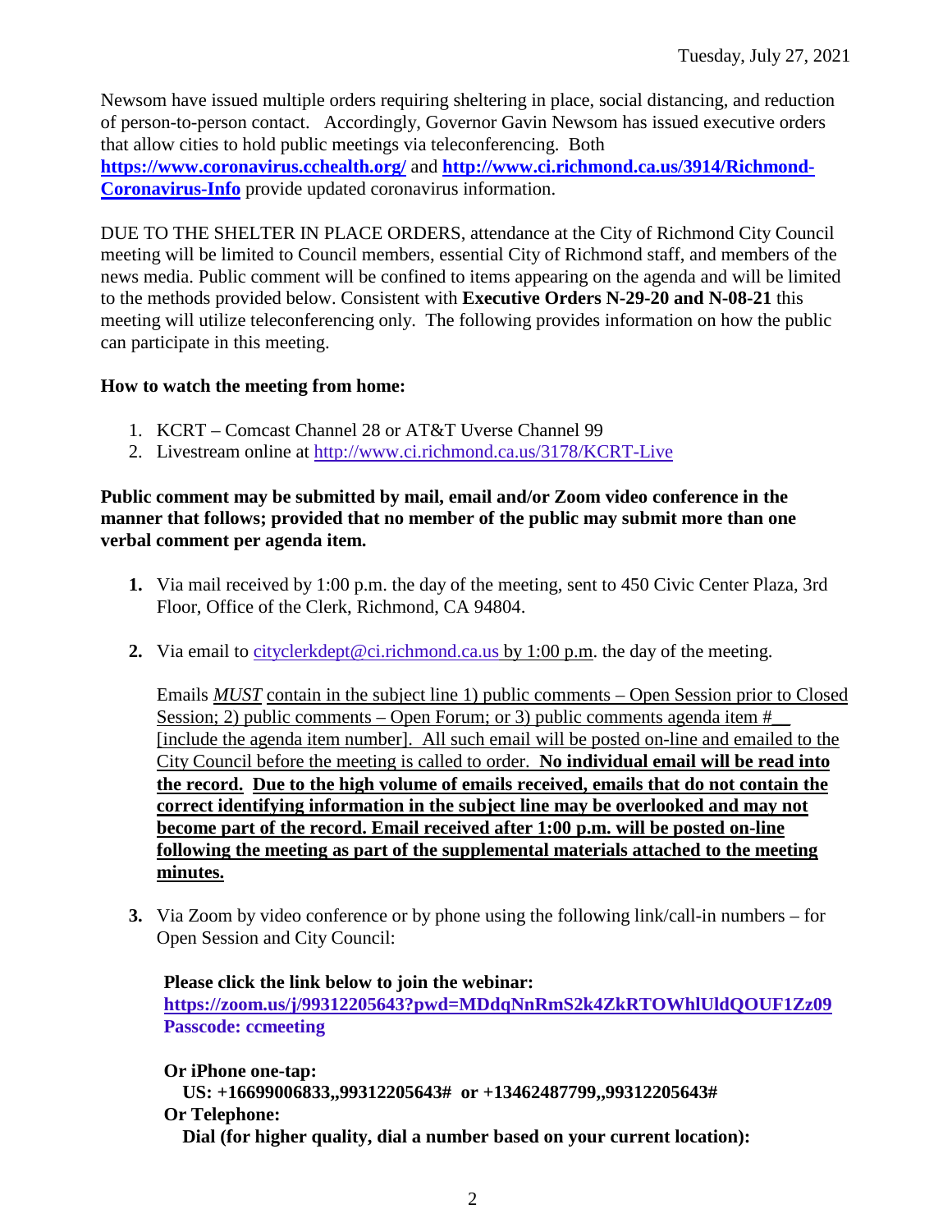Newsom have issued multiple orders requiring sheltering in place, social distancing, and reduction of person-to-person contact. Accordingly, Governor Gavin Newsom has issued executive orders that allow cities to hold public meetings via teleconferencing. Both **https://www.coronavirus.cchealth.org/** and **http://www.ci.richmond.ca.us/3914/Richmond-Coronavirus-Info** provide updated coronavirus information.

DUE TO THE SHELTER IN PLACE ORDERS, attendance at the City of Richmond City Council meeting will be limited to Council members, essential City of Richmond staff, and members of the news media. Public comment will be confined to items appearing on the agenda and will be limited to the methods provided below. Consistent with **Executive Orders N-29-20 and N-08-21** this meeting will utilize teleconferencing only. The following provides information on how the public can participate in this meeting.

**How to watch the meeting from home:**

1. KCRT – Comcast Channel 28 or AT&T Uverse Channel 99
2. Livestream online at http://www.ci.richmond.ca.us/3178/KCRT-Live

**Public comment may be submitted by mail, email and/or Zoom video conference in the manner that follows; provided that no member of the public may submit more than one verbal comment per agenda item.**

1. Via mail received by 1:00 p.m. the day of the meeting, sent to 450 Civic Center Plaza, 3rd Floor, Office of the Clerk, Richmond, CA 94804.

2. Via email to cityclerkdept@ci.richmond.ca.us by 1:00 p.m. the day of the meeting.

   Emails ***MUST*** contain in the subject line 1) public comments – Open Session prior to Closed Session; 2) public comments – Open Forum; or 3) public comments agenda item #__ [include the agenda item number]. All such email will be posted on-line and emailed to the City Council before the meeting is called to order. **No individual email will be read into the record. Due to the high volume of emails received, emails that do not contain the correct identifying information in the subject line may be overlooked and may not become part of the record. Email received after 1:00 p.m. will be posted on-line following the meeting as part of the supplemental materials attached to the meeting minutes.**

3. Via Zoom by video conference or by phone using the following link/call-in numbers – for Open Session and City Council:

   **Please click the link below to join the webinar:**
   **https://zoom.us/j/99312205643?pwd=MDdqNnRmS2k4ZkRTOWhlUldQOUF1Zz09**
   **Passcode: ccmeeting**

   **Or iPhone one-tap:**
   **US: +16699006833,,99312205643# or +13462487799,,99312205643#**
   **Or Telephone:**
   **Dial (for higher quality, dial a number based on your current location):**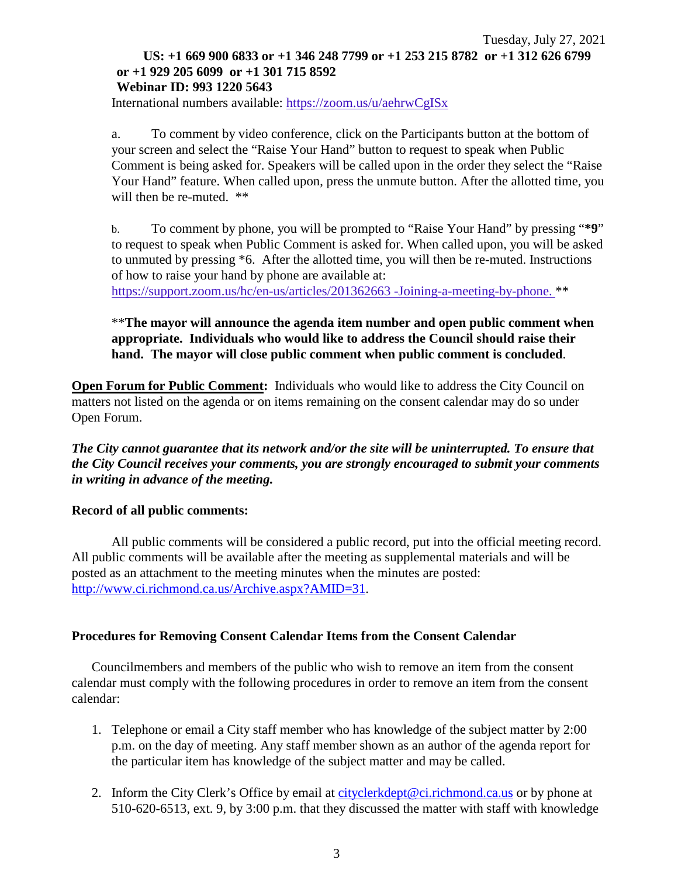**US: +1 669 900 6833 or +1 346 248 7799 or +1 253 215 8782 or +1 312 626 6799 or +1 929 205 6099 or +1 301 715 8592**
**Webinar ID: 993 1220 5643**
International numbers available: https://zoom.us/u/aehrwCgISx

a. To comment by video conference, click on the Participants button at the bottom of your screen and select the "Raise Your Hand" button to request to speak when Public Comment is being asked for. Speakers will be called upon in the order they select the "Raise Your Hand" feature. When called upon, press the unmute button. After the allotted time, you will then be re-muted. **

b. To comment by phone, you will be prompted to "Raise Your Hand" by pressing "**\*9**" to request to speak when Public Comment is asked for. When called upon, you will be asked to unmuted by pressing *6. After the allotted time, you will then be re-muted. Instructions of how to raise your hand by phone are available at: https://support.zoom.us/hc/en-us/articles/201362663 -Joining-a-meeting-by-phone. **

**The mayor will announce the agenda item number and open public comment when appropriate. Individuals who would like to address the Council should raise their hand. The mayor will close public comment when public comment is concluded**.

**Open Forum for Public Comment:** Individuals who would like to address the City Council on matters not listed on the agenda or on items remaining on the consent calendar may do so under Open Forum.

***The City cannot guarantee that its network and/or the site will be uninterrupted. To ensure that the City Council receives your comments, you are strongly encouraged to submit your comments in writing in advance of the meeting.***

**Record of all public comments:**

All public comments will be considered a public record, put into the official meeting record. All public comments will be available after the meeting as supplemental materials and will be posted as an attachment to the meeting minutes when the minutes are posted: http://www.ci.richmond.ca.us/Archive.aspx?AMID=31.

**Procedures for Removing Consent Calendar Items from the Consent Calendar**

Councilmembers and members of the public who wish to remove an item from the consent calendar must comply with the following procedures in order to remove an item from the consent calendar:

1. Telephone or email a City staff member who has knowledge of the subject matter by 2:00 p.m. on the day of meeting. Any staff member shown as an author of the agenda report for the particular item has knowledge of the subject matter and may be called.
2. Inform the City Clerk's Office by email at cityclerkdept@ci.richmond.ca.us or by phone at 510-620-6513, ext. 9, by 3:00 p.m. that they discussed the matter with staff with knowledge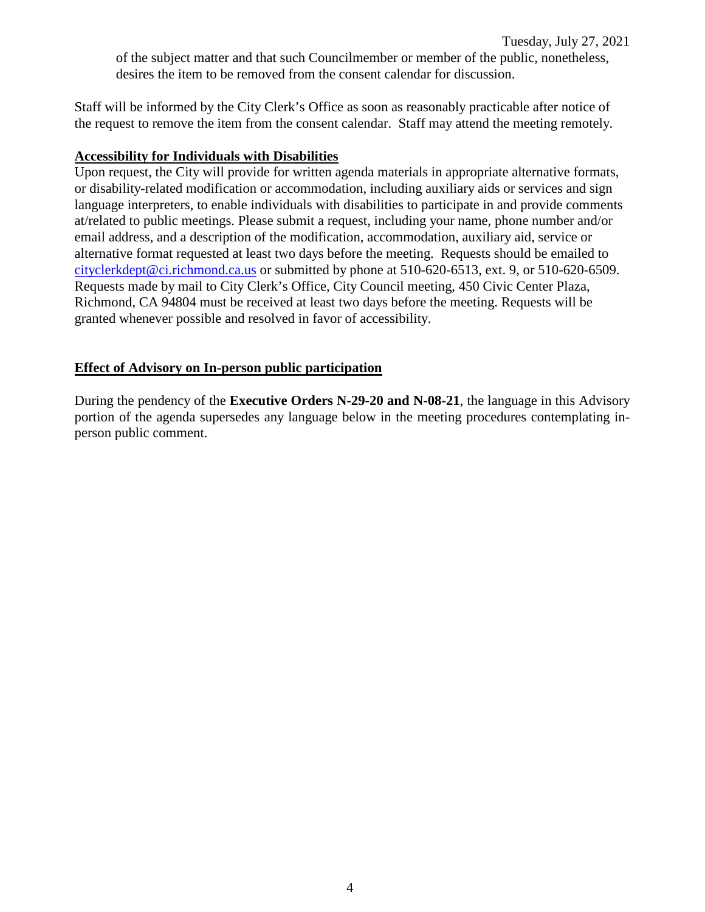of the subject matter and that such Councilmember or member of the public, nonetheless, desires the item to be removed from the consent calendar for discussion.

Staff will be informed by the City Clerk's Office as soon as reasonably practicable after notice of the request to remove the item from the consent calendar. Staff may attend the meeting remotely.

**Accessibility for Individuals with Disabilities**

Upon request, the City will provide for written agenda materials in appropriate alternative formats, or disability-related modification or accommodation, including auxiliary aids or services and sign language interpreters, to enable individuals with disabilities to participate in and provide comments at/related to public meetings. Please submit a request, including your name, phone number and/or email address, and a description of the modification, accommodation, auxiliary aid, service or alternative format requested at least two days before the meeting. Requests should be emailed to cityclerkdept@ci.richmond.ca.us or submitted by phone at 510-620-6513, ext. 9, or 510-620-6509. Requests made by mail to City Clerk's Office, City Council meeting, 450 Civic Center Plaza, Richmond, CA 94804 must be received at least two days before the meeting. Requests will be granted whenever possible and resolved in favor of accessibility.

**Effect of Advisory on In-person public participation**

During the pendency of the **Executive Orders N-29-20 and N-08-21**, the language in this Advisory portion of the agenda supersedes any language below in the meeting procedures contemplating in-person public comment.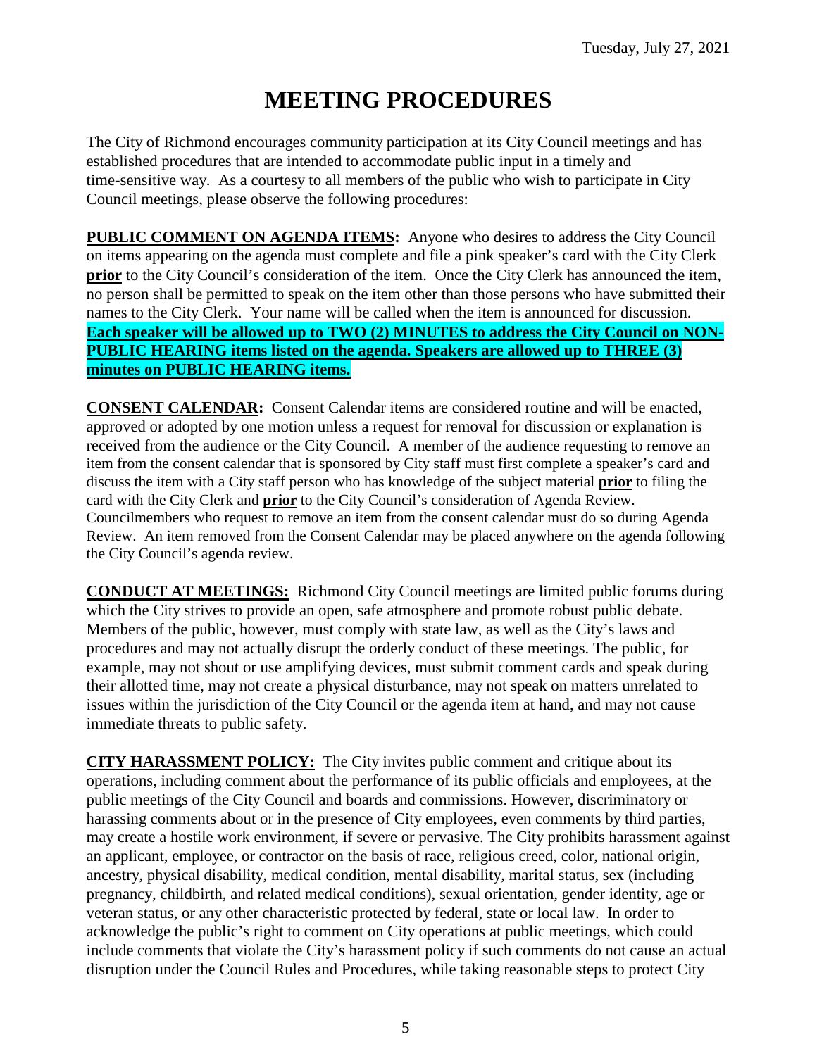# MEETING PROCEDURES

The City of Richmond encourages community participation at its City Council meetings and has established procedures that are intended to accommodate public input in a timely and time-sensitive way. As a courtesy to all members of the public who wish to participate in City Council meetings, please observe the following procedures:

**PUBLIC COMMENT ON AGENDA ITEMS:** Anyone who desires to address the City Council on items appearing on the agenda must complete and file a pink speaker's card with the City Clerk **prior** to the City Council's consideration of the item. Once the City Clerk has announced the item, no person shall be permitted to speak on the item other than those persons who have submitted their names to the City Clerk. Your name will be called when the item is announced for discussion. **Each speaker will be allowed up to TWO (2) MINUTES to address the City Council on NON-PUBLIC HEARING items listed on the agenda. Speakers are allowed up to THREE (3) minutes on PUBLIC HEARING items.**

**CONSENT CALENDAR:** Consent Calendar items are considered routine and will be enacted, approved or adopted by one motion unless a request for removal for discussion or explanation is received from the audience or the City Council. A member of the audience requesting to remove an item from the consent calendar that is sponsored by City staff must first complete a speaker's card and discuss the item with a City staff person who has knowledge of the subject material **prior** to filing the card with the City Clerk and **prior** to the City Council's consideration of Agenda Review. Councilmembers who request to remove an item from the consent calendar must do so during Agenda Review. An item removed from the Consent Calendar may be placed anywhere on the agenda following the City Council's agenda review.

**CONDUCT AT MEETINGS:** Richmond City Council meetings are limited public forums during which the City strives to provide an open, safe atmosphere and promote robust public debate. Members of the public, however, must comply with state law, as well as the City's laws and procedures and may not actually disrupt the orderly conduct of these meetings. The public, for example, may not shout or use amplifying devices, must submit comment cards and speak during their allotted time, may not create a physical disturbance, may not speak on matters unrelated to issues within the jurisdiction of the City Council or the agenda item at hand, and may not cause immediate threats to public safety.

**CITY HARASSMENT POLICY:** The City invites public comment and critique about its operations, including comment about the performance of its public officials and employees, at the public meetings of the City Council and boards and commissions. However, discriminatory or harassing comments about or in the presence of City employees, even comments by third parties, may create a hostile work environment, if severe or pervasive. The City prohibits harassment against an applicant, employee, or contractor on the basis of race, religious creed, color, national origin, ancestry, physical disability, medical condition, mental disability, marital status, sex (including pregnancy, childbirth, and related medical conditions), sexual orientation, gender identity, age or veteran status, or any other characteristic protected by federal, state or local law. In order to acknowledge the public's right to comment on City operations at public meetings, which could include comments that violate the City's harassment policy if such comments do not cause an actual disruption under the Council Rules and Procedures, while taking reasonable steps to protect City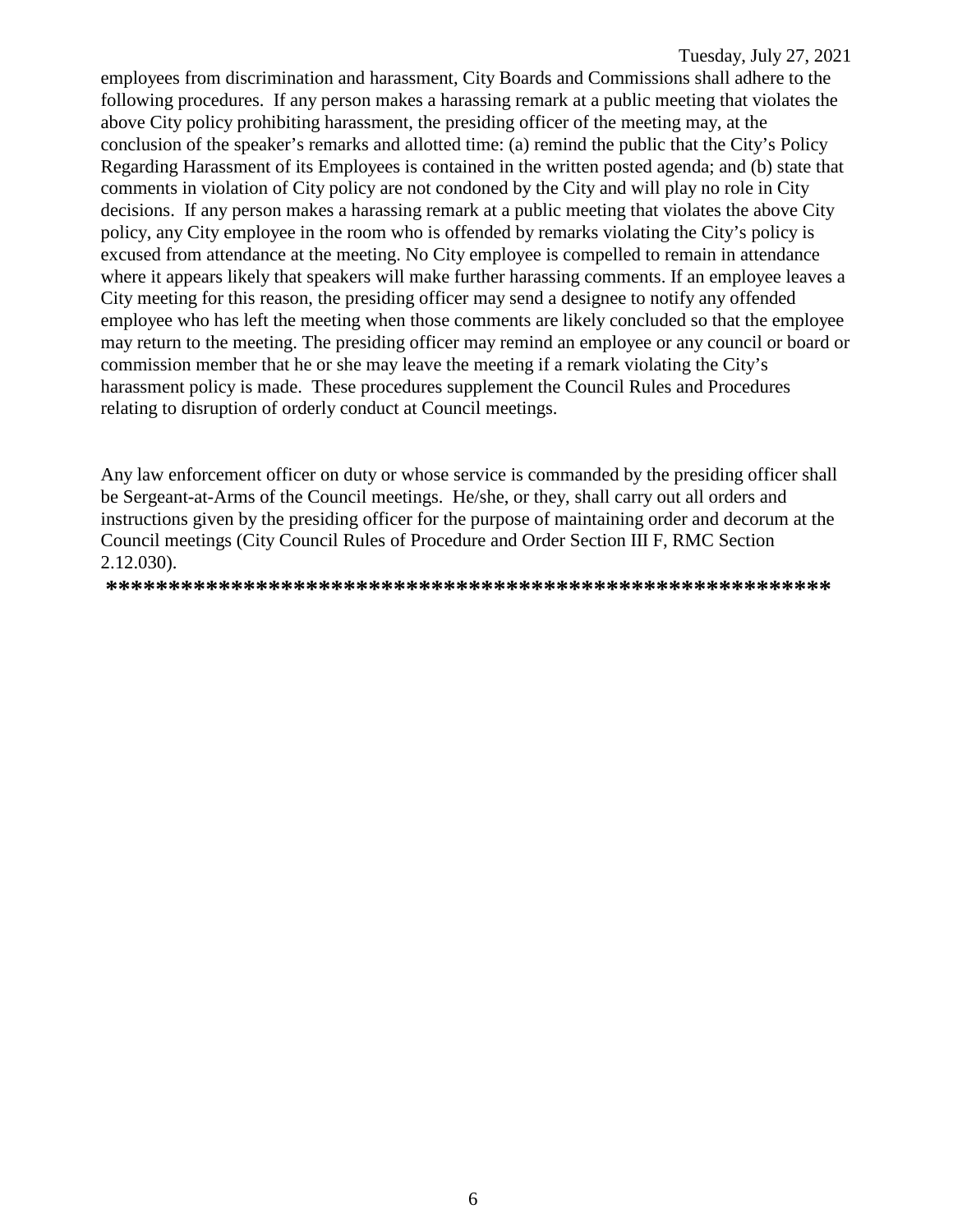employees from discrimination and harassment, City Boards and Commissions shall adhere to the following procedures. If any person makes a harassing remark at a public meeting that violates the above City policy prohibiting harassment, the presiding officer of the meeting may, at the conclusion of the speaker's remarks and allotted time: (a) remind the public that the City's Policy Regarding Harassment of its Employees is contained in the written posted agenda; and (b) state that comments in violation of City policy are not condoned by the City and will play no role in City decisions. If any person makes a harassing remark at a public meeting that violates the above City policy, any City employee in the room who is offended by remarks violating the City's policy is excused from attendance at the meeting. No City employee is compelled to remain in attendance where it appears likely that speakers will make further harassing comments. If an employee leaves a City meeting for this reason, the presiding officer may send a designee to notify any offended employee who has left the meeting when those comments are likely concluded so that the employee may return to the meeting. The presiding officer may remind an employee or any council or board or commission member that he or she may leave the meeting if a remark violating the City's harassment policy is made. These procedures supplement the Council Rules and Procedures relating to disruption of orderly conduct at Council meetings.

Any law enforcement officer on duty or whose service is commanded by the presiding officer shall be Sergeant-at-Arms of the Council meetings. He/she, or they, shall carry out all orders and instructions given by the presiding officer for the purpose of maintaining order and decorum at the Council meetings (City Council Rules of Procedure and Order Section III F, RMC Section 2.12.030).

**********************************************************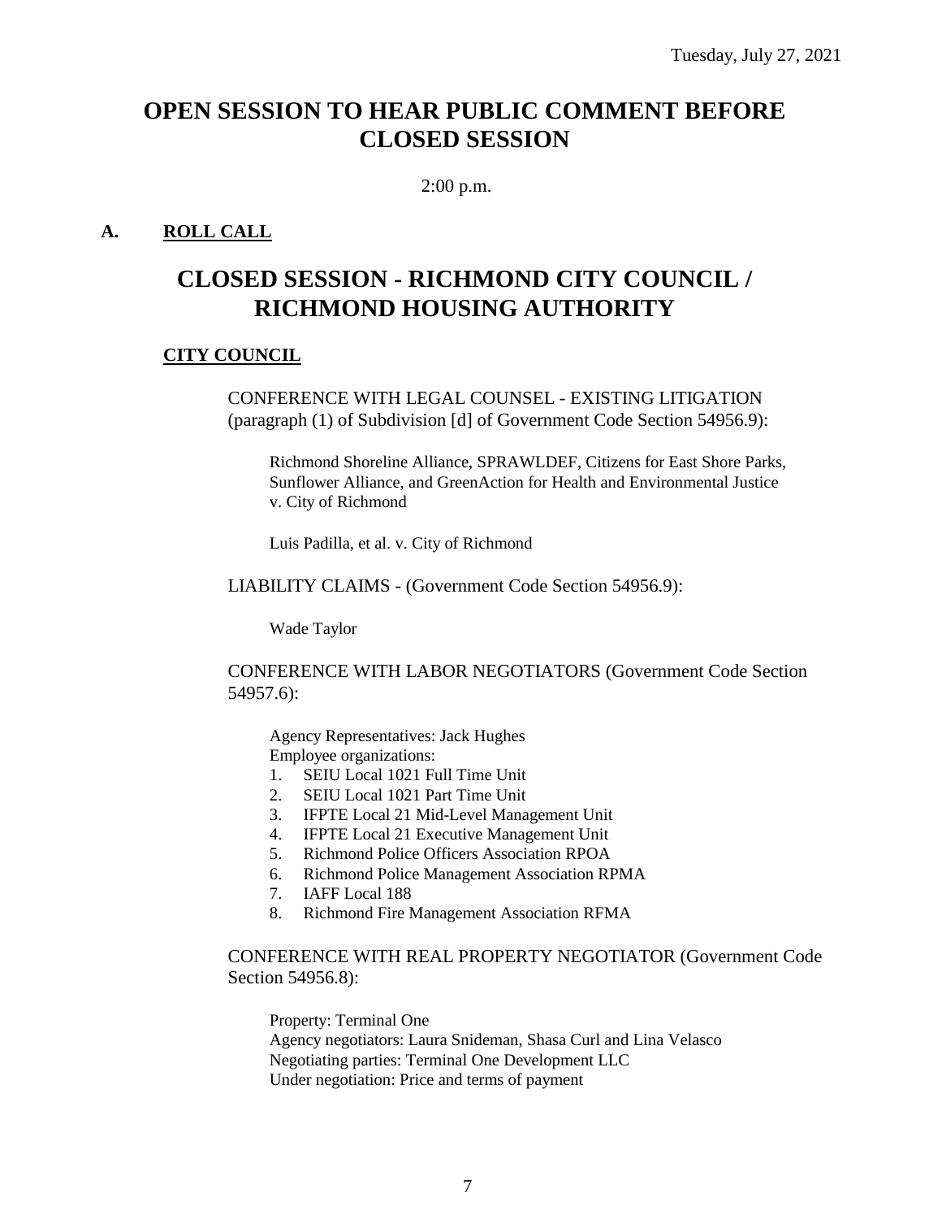Tuesday, July 27, 2021

# OPEN SESSION TO HEAR PUBLIC COMMENT BEFORE CLOSED SESSION

2:00 p.m.

## A. ROLL CALL

# CLOSED SESSION - RICHMOND CITY COUNCIL / RICHMOND HOUSING AUTHORITY

### CITY COUNCIL

CONFERENCE WITH LEGAL COUNSEL - EXISTING LITIGATION (paragraph (1) of Subdivision [d] of Government Code Section 54956.9):

Richmond Shoreline Alliance, SPRAWLDEF, Citizens for East Shore Parks, Sunflower Alliance, and GreenAction for Health and Environmental Justice v. City of Richmond

Luis Padilla, et al. v. City of Richmond

LIABILITY CLAIMS - (Government Code Section 54956.9):

Wade Taylor

CONFERENCE WITH LABOR NEGOTIATORS (Government Code Section 54957.6):

Agency Representatives: Jack Hughes
Employee organizations:

1. SEIU Local 1021 Full Time Unit
2. SEIU Local 1021 Part Time Unit
3. IFPTE Local 21 Mid-Level Management Unit
4. IFPTE Local 21 Executive Management Unit
5. Richmond Police Officers Association RPOA
6. Richmond Police Management Association RPMA
7. IAFF Local 188
8. Richmond Fire Management Association RFMA

CONFERENCE WITH REAL PROPERTY NEGOTIATOR (Government Code Section 54956.8):

Property: Terminal One
Agency negotiators: Laura Snideman, Shasa Curl and Lina Velasco
Negotiating parties: Terminal One Development LLC
Under negotiation: Price and terms of payment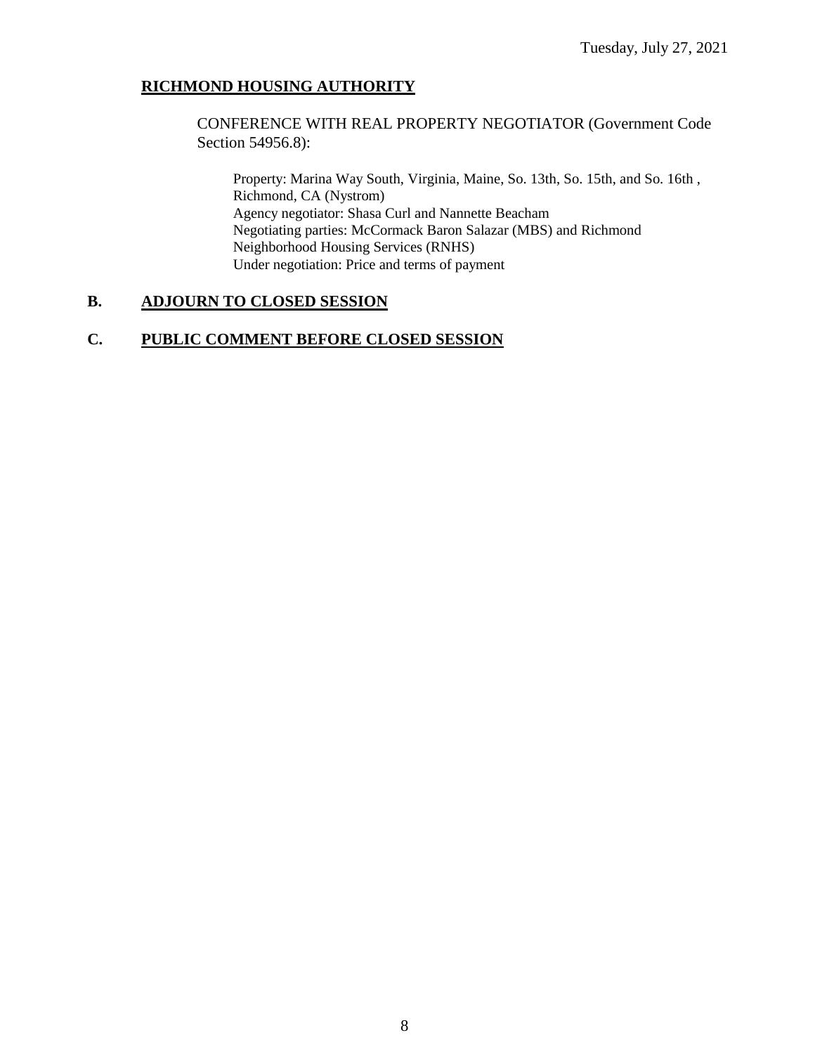**RICHMOND HOUSING AUTHORITY**

CONFERENCE WITH REAL PROPERTY NEGOTIATOR (Government Code Section 54956.8):

Property: Marina Way South, Virginia, Maine, So. 13th, So. 15th, and So. 16th , Richmond, CA (Nystrom)
Agency negotiator: Shasa Curl and Nannette Beacham
Negotiating parties: McCormack Baron Salazar (MBS) and Richmond Neighborhood Housing Services (RNHS)
Under negotiation: Price and terms of payment

## B. ADJOURN TO CLOSED SESSION

## C. PUBLIC COMMENT BEFORE CLOSED SESSION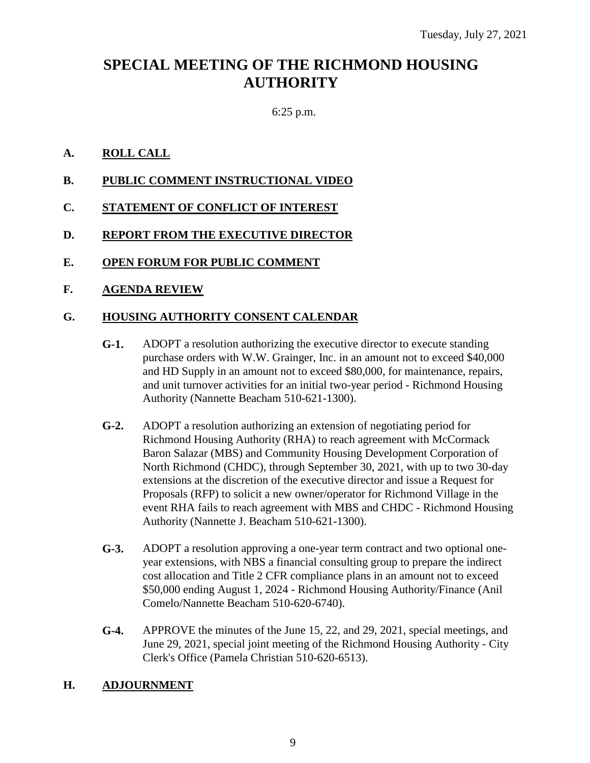Tuesday, July 27, 2021

# SPECIAL MEETING OF THE RICHMOND HOUSING AUTHORITY

6:25 p.m.

**A. ROLL CALL**

**B. PUBLIC COMMENT INSTRUCTIONAL VIDEO**

**C. STATEMENT OF CONFLICT OF INTEREST**

**D. REPORT FROM THE EXECUTIVE DIRECTOR**

**E. OPEN FORUM FOR PUBLIC COMMENT**

**F. AGENDA REVIEW**

**G. HOUSING AUTHORITY CONSENT CALENDAR**

**G-1.** ADOPT a resolution authorizing the executive director to execute standing purchase orders with W.W. Grainger, Inc. in an amount not to exceed $40,000 and HD Supply in an amount not to exceed $80,000, for maintenance, repairs, and unit turnover activities for an initial two-year period - Richmond Housing Authority (Nannette Beacham 510-621-1300).

**G-2.** ADOPT a resolution authorizing an extension of negotiating period for Richmond Housing Authority (RHA) to reach agreement with McCormack Baron Salazar (MBS) and Community Housing Development Corporation of North Richmond (CHDC), through September 30, 2021, with up to two 30-day extensions at the discretion of the executive director and issue a Request for Proposals (RFP) to solicit a new owner/operator for Richmond Village in the event RHA fails to reach agreement with MBS and CHDC - Richmond Housing Authority (Nannette J. Beacham 510-621-1300).

**G-3.** ADOPT a resolution approving a one-year term contract and two optional one-year extensions, with NBS a financial consulting group to prepare the indirect cost allocation and Title 2 CFR compliance plans in an amount not to exceed $50,000 ending August 1, 2024 - Richmond Housing Authority/Finance (Anil Comelo/Nannette Beacham 510-620-6740).

**G-4.** APPROVE the minutes of the June 15, 22, and 29, 2021, special meetings, and June 29, 2021, special joint meeting of the Richmond Housing Authority - City Clerk's Office (Pamela Christian 510-620-6513).

**H. ADJOURNMENT**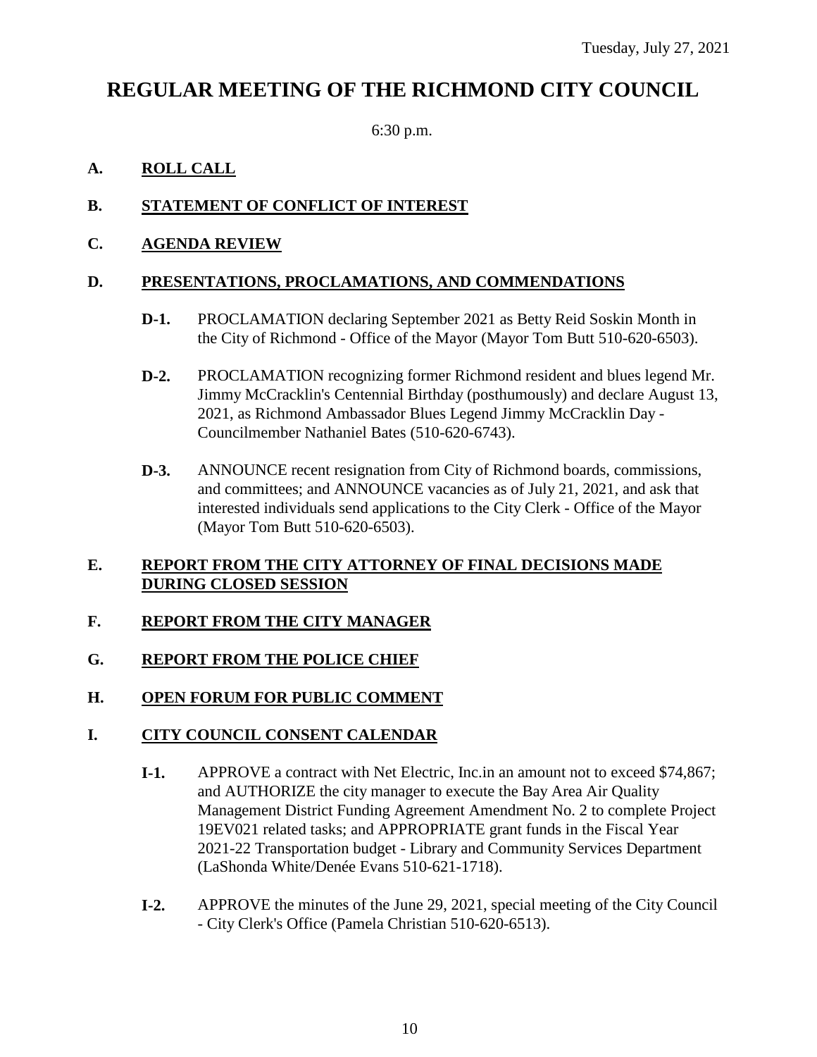Tuesday, July 27, 2021

# REGULAR MEETING OF THE RICHMOND CITY COUNCIL

6:30 p.m.

## A. ROLL CALL

## B. STATEMENT OF CONFLICT OF INTEREST

## C. AGENDA REVIEW

## D. PRESENTATIONS, PROCLAMATIONS, AND COMMENDATIONS

**D-1.** PROCLAMATION declaring September 2021 as Betty Reid Soskin Month in the City of Richmond - Office of the Mayor (Mayor Tom Butt 510-620-6503).

**D-2.** PROCLAMATION recognizing former Richmond resident and blues legend Mr. Jimmy McCracklin's Centennial Birthday (posthumously) and declare August 13, 2021, as Richmond Ambassador Blues Legend Jimmy McCracklin Day - Councilmember Nathaniel Bates (510-620-6743).

**D-3.** ANNOUNCE recent resignation from City of Richmond boards, commissions, and committees; and ANNOUNCE vacancies as of July 21, 2021, and ask that interested individuals send applications to the City Clerk - Office of the Mayor (Mayor Tom Butt 510-620-6503).

## E. REPORT FROM THE CITY ATTORNEY OF FINAL DECISIONS MADE DURING CLOSED SESSION

## F. REPORT FROM THE CITY MANAGER

## G. REPORT FROM THE POLICE CHIEF

## H. OPEN FORUM FOR PUBLIC COMMENT

## I. CITY COUNCIL CONSENT CALENDAR

**I-1.** APPROVE a contract with Net Electric, Inc.in an amount not to exceed $74,867; and AUTHORIZE the city manager to execute the Bay Area Air Quality Management District Funding Agreement Amendment No. 2 to complete Project 19EV021 related tasks; and APPROPRIATE grant funds in the Fiscal Year 2021-22 Transportation budget - Library and Community Services Department (LaShonda White/Denée Evans 510-621-1718).

**I-2.** APPROVE the minutes of the June 29, 2021, special meeting of the City Council - City Clerk's Office (Pamela Christian 510-620-6513).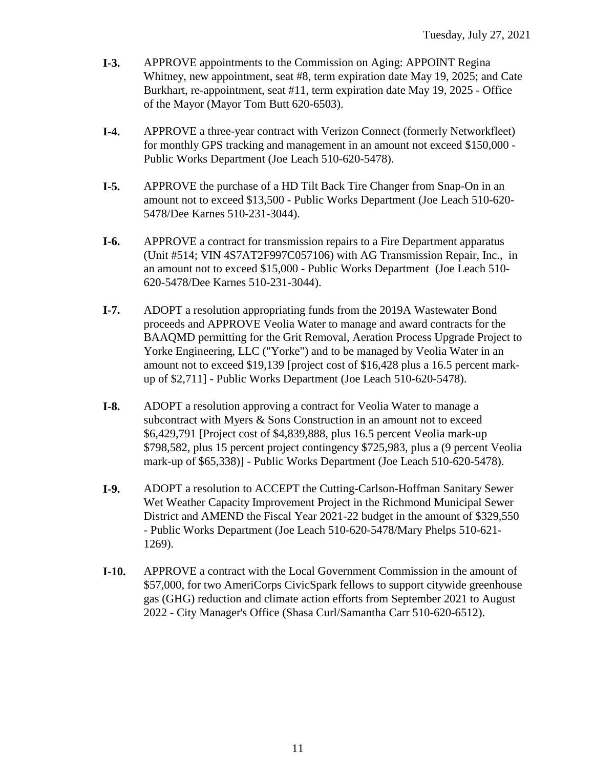**I-3.** APPROVE appointments to the Commission on Aging: APPOINT Regina Whitney, new appointment, seat #8, term expiration date May 19, 2025; and Cate Burkhart, re-appointment, seat #11, term expiration date May 19, 2025 - Office of the Mayor (Mayor Tom Butt 620-6503).

**I-4.** APPROVE a three-year contract with Verizon Connect (formerly Networkfleet) for monthly GPS tracking and management in an amount not exceed $150,000 - Public Works Department (Joe Leach 510-620-5478).

**I-5.** APPROVE the purchase of a HD Tilt Back Tire Changer from Snap-On in an amount not to exceed $13,500 - Public Works Department (Joe Leach 510-620-5478/Dee Karnes 510-231-3044).

**I-6.** APPROVE a contract for transmission repairs to a Fire Department apparatus (Unit #514; VIN 4S7AT2F997C057106) with AG Transmission Repair, Inc., in an amount not to exceed $15,000 - Public Works Department (Joe Leach 510-620-5478/Dee Karnes 510-231-3044).

**I-7.** ADOPT a resolution appropriating funds from the 2019A Wastewater Bond proceeds and APPROVE Veolia Water to manage and award contracts for the BAAQMD permitting for the Grit Removal, Aeration Process Upgrade Project to Yorke Engineering, LLC ("Yorke") and to be managed by Veolia Water in an amount not to exceed $19,139 [project cost of $16,428 plus a 16.5 percent mark-up of $2,711] - Public Works Department (Joe Leach 510-620-5478).

**I-8.** ADOPT a resolution approving a contract for Veolia Water to manage a subcontract with Myers & Sons Construction in an amount not to exceed $6,429,791 [Project cost of $4,839,888, plus 16.5 percent Veolia mark-up $798,582, plus 15 percent project contingency $725,983, plus a (9 percent Veolia mark-up of $65,338)] - Public Works Department (Joe Leach 510-620-5478).

**I-9.** ADOPT a resolution to ACCEPT the Cutting-Carlson-Hoffman Sanitary Sewer Wet Weather Capacity Improvement Project in the Richmond Municipal Sewer District and AMEND the Fiscal Year 2021-22 budget in the amount of $329,550 - Public Works Department (Joe Leach 510-620-5478/Mary Phelps 510-621-1269).

**I-10.** APPROVE a contract with the Local Government Commission in the amount of $57,000, for two AmeriCorps CivicSpark fellows to support citywide greenhouse gas (GHG) reduction and climate action efforts from September 2021 to August 2022 - City Manager's Office (Shasa Curl/Samantha Carr 510-620-6512).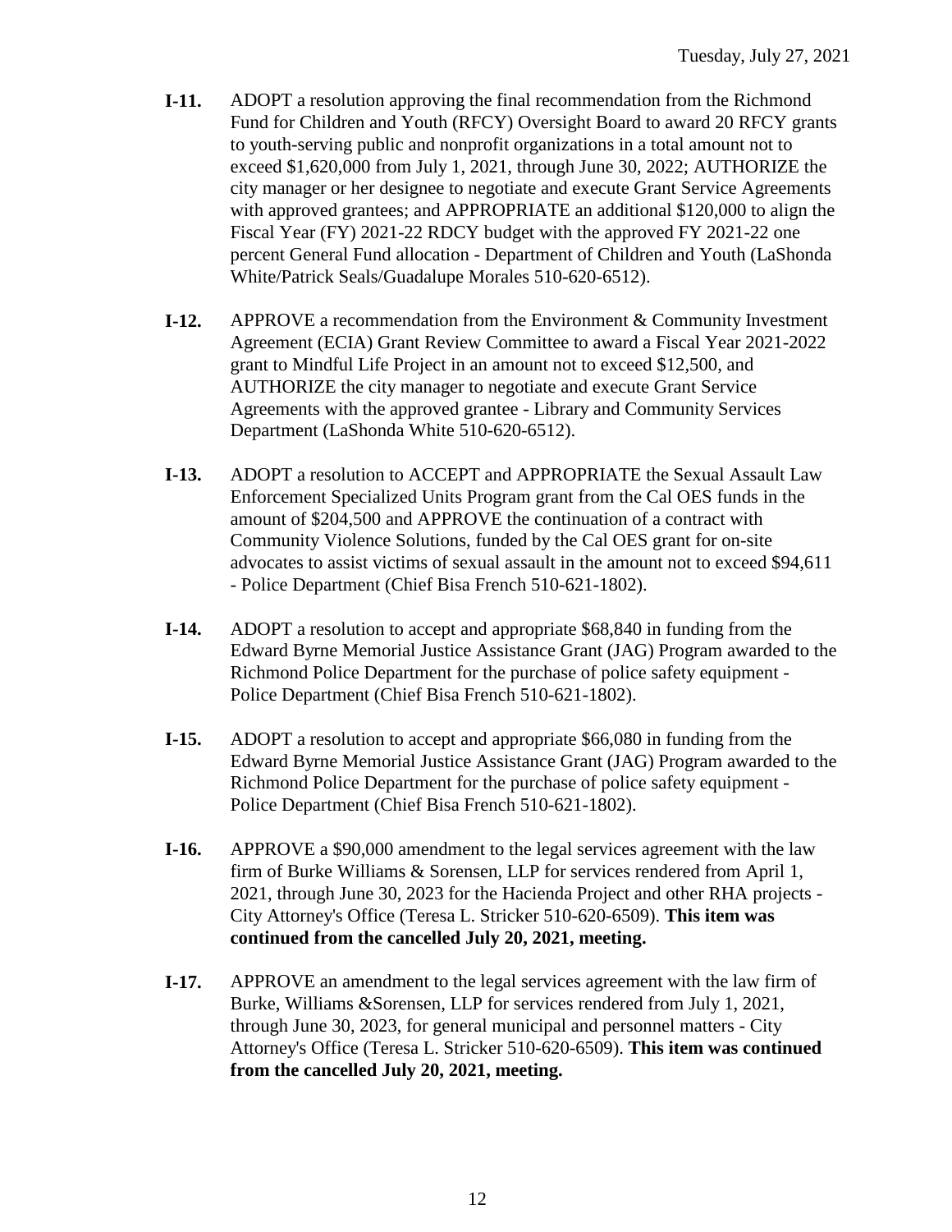**I-11.** ADOPT a resolution approving the final recommendation from the Richmond Fund for Children and Youth (RFCY) Oversight Board to award 20 RFCY grants to youth-serving public and nonprofit organizations in a total amount not to exceed $1,620,000 from July 1, 2021, through June 30, 2022; AUTHORIZE the city manager or her designee to negotiate and execute Grant Service Agreements with approved grantees; and APPROPRIATE an additional $120,000 to align the Fiscal Year (FY) 2021-22 RDCY budget with the approved FY 2021-22 one percent General Fund allocation - Department of Children and Youth (LaShonda White/Patrick Seals/Guadalupe Morales 510-620-6512).

**I-12.** APPROVE a recommendation from the Environment & Community Investment Agreement (ECIA) Grant Review Committee to award a Fiscal Year 2021-2022 grant to Mindful Life Project in an amount not to exceed $12,500, and AUTHORIZE the city manager to negotiate and execute Grant Service Agreements with the approved grantee - Library and Community Services Department (LaShonda White 510-620-6512).

**I-13.** ADOPT a resolution to ACCEPT and APPROPRIATE the Sexual Assault Law Enforcement Specialized Units Program grant from the Cal OES funds in the amount of $204,500 and APPROVE the continuation of a contract with Community Violence Solutions, funded by the Cal OES grant for on-site advocates to assist victims of sexual assault in the amount not to exceed $94,611 - Police Department (Chief Bisa French 510-621-1802).

**I-14.** ADOPT a resolution to accept and appropriate $68,840 in funding from the Edward Byrne Memorial Justice Assistance Grant (JAG) Program awarded to the Richmond Police Department for the purchase of police safety equipment - Police Department (Chief Bisa French 510-621-1802).

**I-15.** ADOPT a resolution to accept and appropriate $66,080 in funding from the Edward Byrne Memorial Justice Assistance Grant (JAG) Program awarded to the Richmond Police Department for the purchase of police safety equipment - Police Department (Chief Bisa French 510-621-1802).

**I-16.** APPROVE a $90,000 amendment to the legal services agreement with the law firm of Burke Williams & Sorensen, LLP for services rendered from April 1, 2021, through June 30, 2023 for the Hacienda Project and other RHA projects - City Attorney's Office (Teresa L. Stricker 510-620-6509). **This item was continued from the cancelled July 20, 2021, meeting.**

**I-17.** APPROVE an amendment to the legal services agreement with the law firm of Burke, Williams &Sorensen, LLP for services rendered from July 1, 2021, through June 30, 2023, for general municipal and personnel matters - City Attorney's Office (Teresa L. Stricker 510-620-6509). **This item was continued from the cancelled July 20, 2021, meeting.**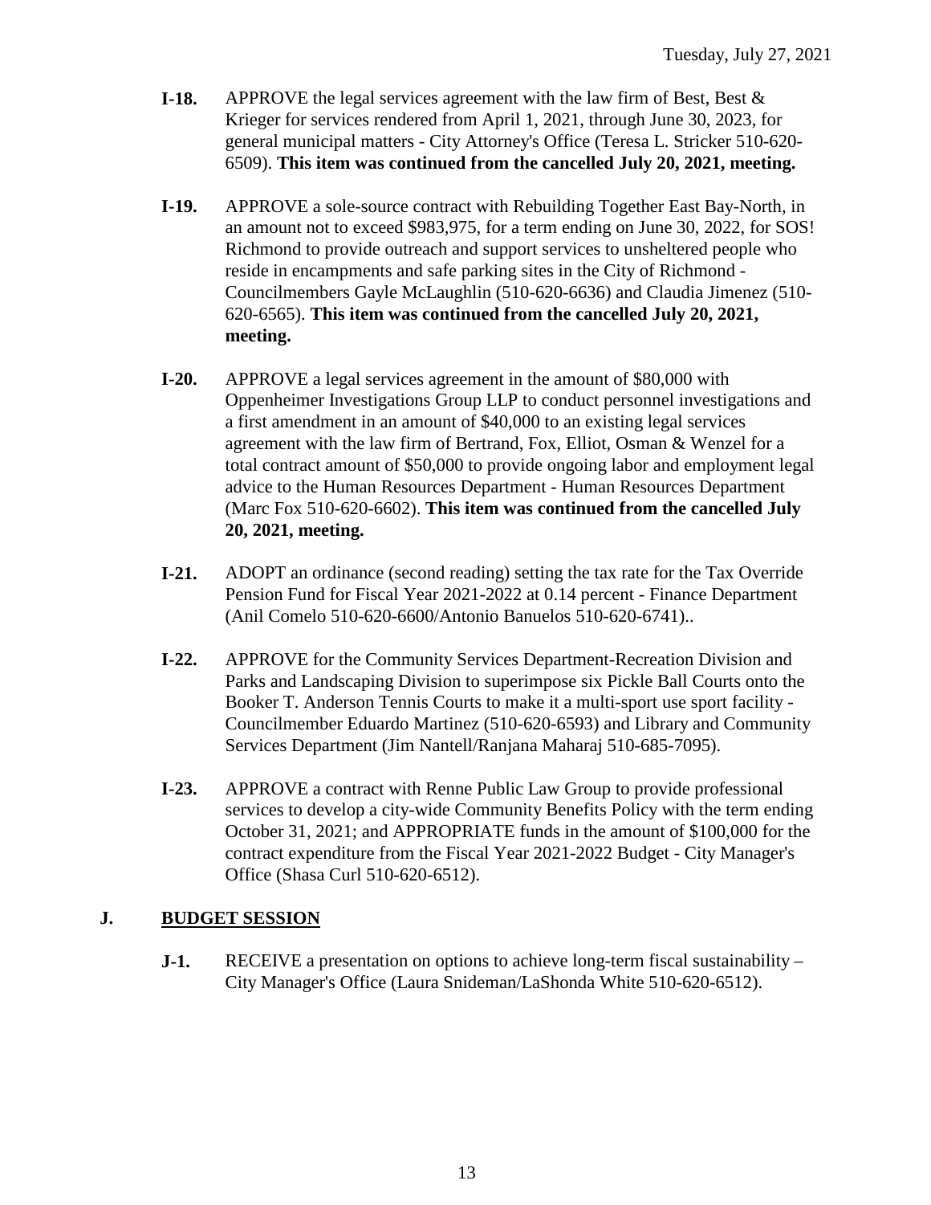**I-18.** APPROVE the legal services agreement with the law firm of Best, Best & Krieger for services rendered from April 1, 2021, through June 30, 2023, for general municipal matters - City Attorney's Office (Teresa L. Stricker 510-620-6509). **This item was continued from the cancelled July 20, 2021, meeting.**

**I-19.** APPROVE a sole-source contract with Rebuilding Together East Bay-North, in an amount not to exceed $983,975, for a term ending on June 30, 2022, for SOS! Richmond to provide outreach and support services to unsheltered people who reside in encampments and safe parking sites in the City of Richmond - Councilmembers Gayle McLaughlin (510-620-6636) and Claudia Jimenez (510-620-6565). **This item was continued from the cancelled July 20, 2021, meeting.**

**I-20.** APPROVE a legal services agreement in the amount of $80,000 with Oppenheimer Investigations Group LLP to conduct personnel investigations and a first amendment in an amount of $40,000 to an existing legal services agreement with the law firm of Bertrand, Fox, Elliot, Osman & Wenzel for a total contract amount of $50,000 to provide ongoing labor and employment legal advice to the Human Resources Department - Human Resources Department (Marc Fox 510-620-6602). **This item was continued from the cancelled July 20, 2021, meeting.**

**I-21.** ADOPT an ordinance (second reading) setting the tax rate for the Tax Override Pension Fund for Fiscal Year 2021-2022 at 0.14 percent - Finance Department (Anil Comelo 510-620-6600/Antonio Banuelos 510-620-6741)..

**I-22.** APPROVE for the Community Services Department-Recreation Division and Parks and Landscaping Division to superimpose six Pickle Ball Courts onto the Booker T. Anderson Tennis Courts to make it a multi-sport use sport facility - Councilmember Eduardo Martinez (510-620-6593) and Library and Community Services Department (Jim Nantell/Ranjana Maharaj 510-685-7095).

**I-23.** APPROVE a contract with Renne Public Law Group to provide professional services to develop a city-wide Community Benefits Policy with the term ending October 31, 2021; and APPROPRIATE funds in the amount of $100,000 for the contract expenditure from the Fiscal Year 2021-2022 Budget - City Manager's Office (Shasa Curl 510-620-6512).

## J. BUDGET SESSION

**J-1.** RECEIVE a presentation on options to achieve long-term fiscal sustainability – City Manager's Office (Laura Snideman/LaShonda White 510-620-6512).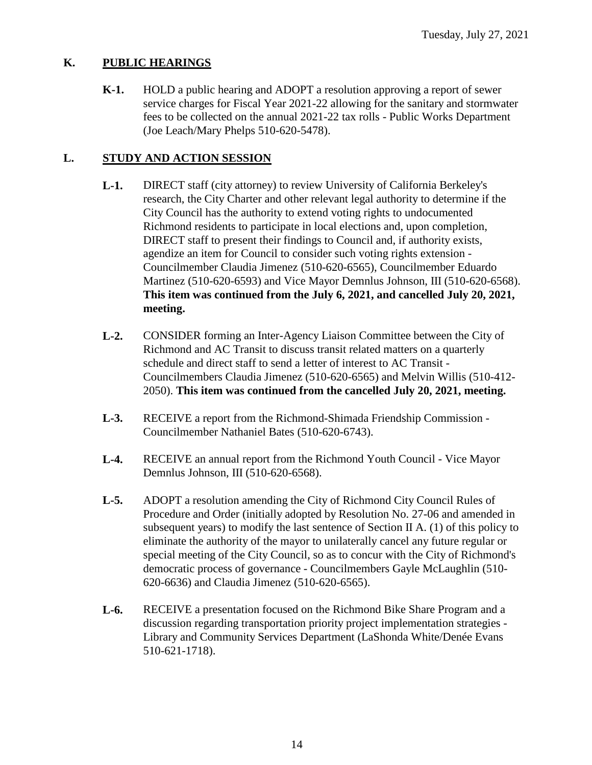## K. PUBLIC HEARINGS

**K-1.** HOLD a public hearing and ADOPT a resolution approving a report of sewer service charges for Fiscal Year 2021-22 allowing for the sanitary and stormwater fees to be collected on the annual 2021-22 tax rolls - Public Works Department (Joe Leach/Mary Phelps 510-620-5478).

## L. STUDY AND ACTION SESSION

**L-1.** DIRECT staff (city attorney) to review University of California Berkeley's research, the City Charter and other relevant legal authority to determine if the City Council has the authority to extend voting rights to undocumented Richmond residents to participate in local elections and, upon completion, DIRECT staff to present their findings to Council and, if authority exists, agendize an item for Council to consider such voting rights extension - Councilmember Claudia Jimenez (510-620-6565), Councilmember Eduardo Martinez (510-620-6593) and Vice Mayor Demnlus Johnson, III (510-620-6568). **This item was continued from the July 6, 2021, and cancelled July 20, 2021, meeting.**

**L-2.** CONSIDER forming an Inter-Agency Liaison Committee between the City of Richmond and AC Transit to discuss transit related matters on a quarterly schedule and direct staff to send a letter of interest to AC Transit - Councilmembers Claudia Jimenez (510-620-6565) and Melvin Willis (510-412-2050). **This item was continued from the cancelled July 20, 2021, meeting.**

**L-3.** RECEIVE a report from the Richmond-Shimada Friendship Commission - Councilmember Nathaniel Bates (510-620-6743).

**L-4.** RECEIVE an annual report from the Richmond Youth Council - Vice Mayor Demnlus Johnson, III (510-620-6568).

**L-5.** ADOPT a resolution amending the City of Richmond City Council Rules of Procedure and Order (initially adopted by Resolution No. 27-06 and amended in subsequent years) to modify the last sentence of Section II A. (1) of this policy to eliminate the authority of the mayor to unilaterally cancel any future regular or special meeting of the City Council, so as to concur with the City of Richmond's democratic process of governance - Councilmembers Gayle McLaughlin (510-620-6636) and Claudia Jimenez (510-620-6565).

**L-6.** RECEIVE a presentation focused on the Richmond Bike Share Program and a discussion regarding transportation priority project implementation strategies - Library and Community Services Department (LaShonda White/Denée Evans 510-621-1718).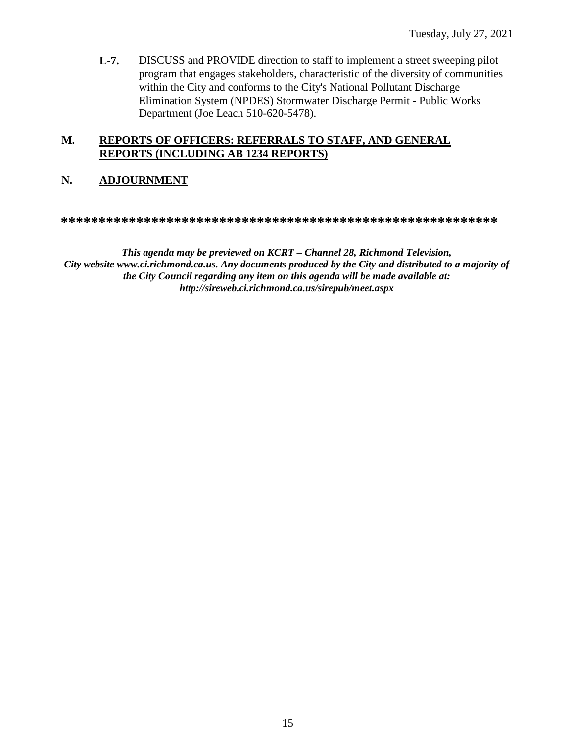**L-7.** DISCUSS and PROVIDE direction to staff to implement a street sweeping pilot program that engages stakeholders, characteristic of the diversity of communities within the City and conforms to the City's National Pollutant Discharge Elimination System (NPDES) Stormwater Discharge Permit - Public Works Department (Joe Leach 510-620-5478).

## M. REPORTS OF OFFICERS: REFERRALS TO STAFF, AND GENERAL REPORTS (INCLUDING AB 1234 REPORTS)

## N. ADJOURNMENT

**************************************************************

***This agenda may be previewed on KCRT – Channel 28, Richmond Television, City website www.ci.richmond.ca.us. Any documents produced by the City and distributed to a majority of the City Council regarding any item on this agenda will be made available at: http://sireweb.ci.richmond.ca.us/sirepub/meet.aspx***